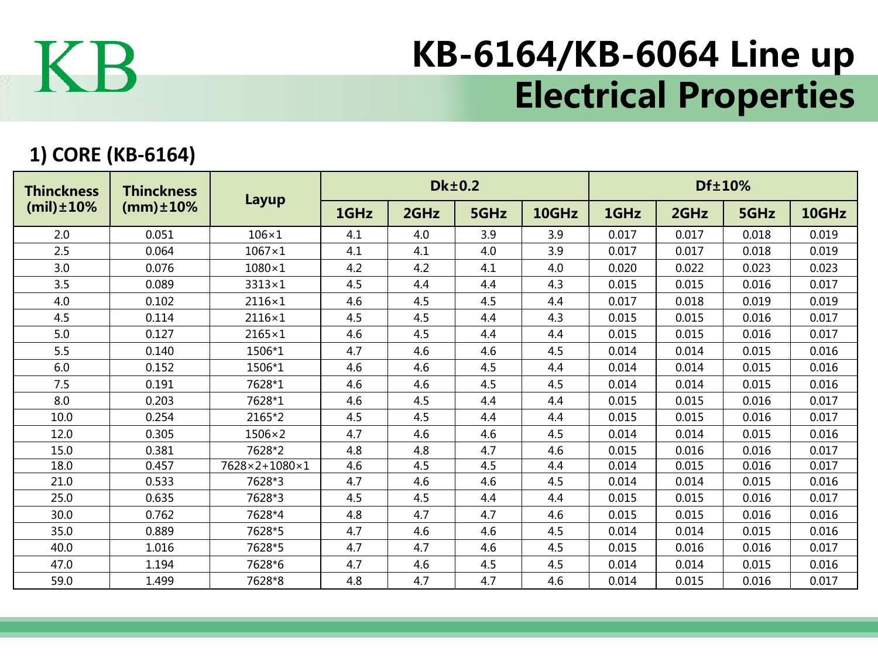KB

# KB-6164/KB-6064 Line up Electrical Properties

## 1) CORE (KB-6164)

| Thinckness (mil)±10% | Thinckness (mm)±10% | Layup | Dk±0.2 | | | | Df±10% | | | |
|---|---|---|---|---|---|---|---|---|---|---|
| | | | 1GHz | 2GHz | 5GHz | 10GHz | 1GHz | 2GHz | 5GHz | 10GHz |
| 2.0 | 0.051 | 106×1 | 4.1 | 4.0 | 3.9 | 3.9 | 0.017 | 0.017 | 0.018 | 0.019 |
| 2.5 | 0.064 | 1067×1 | 4.1 | 4.1 | 4.0 | 3.9 | 0.017 | 0.017 | 0.018 | 0.019 |
| 3.0 | 0.076 | 1080×1 | 4.2 | 4.2 | 4.1 | 4.0 | 0.020 | 0.022 | 0.023 | 0.023 |
| 3.5 | 0.089 | 3313×1 | 4.5 | 4.4 | 4.4 | 4.3 | 0.015 | 0.015 | 0.016 | 0.017 |
| 4.0 | 0.102 | 2116×1 | 4.6 | 4.5 | 4.5 | 4.4 | 0.017 | 0.018 | 0.019 | 0.019 |
| 4.5 | 0.114 | 2116×1 | 4.5 | 4.5 | 4.4 | 4.3 | 0.015 | 0.015 | 0.016 | 0.017 |
| 5.0 | 0.127 | 2165×1 | 4.6 | 4.5 | 4.4 | 4.4 | 0.015 | 0.015 | 0.016 | 0.017 |
| 5.5 | 0.140 | 1506*1 | 4.7 | 4.6 | 4.6 | 4.5 | 0.014 | 0.014 | 0.015 | 0.016 |
| 6.0 | 0.152 | 1506*1 | 4.6 | 4.6 | 4.5 | 4.4 | 0.014 | 0.014 | 0.015 | 0.016 |
| 7.5 | 0.191 | 7628*1 | 4.6 | 4.6 | 4.5 | 4.5 | 0.014 | 0.014 | 0.015 | 0.016 |
| 8.0 | 0.203 | 7628*1 | 4.6 | 4.5 | 4.4 | 4.4 | 0.015 | 0.015 | 0.016 | 0.017 |
| 10.0 | 0.254 | 2165*2 | 4.5 | 4.5 | 4.4 | 4.4 | 0.015 | 0.015 | 0.016 | 0.017 |
| 12.0 | 0.305 | 1506×2 | 4.7 | 4.6 | 4.6 | 4.5 | 0.014 | 0.014 | 0.015 | 0.016 |
| 15.0 | 0.381 | 7628*2 | 4.8 | 4.8 | 4.7 | 4.6 | 0.015 | 0.016 | 0.016 | 0.017 |
| 18.0 | 0.457 | 7628×2+1080×1 | 4.6 | 4.5 | 4.5 | 4.4 | 0.014 | 0.015 | 0.016 | 0.017 |
| 21.0 | 0.533 | 7628*3 | 4.7 | 4.6 | 4.6 | 4.5 | 0.014 | 0.014 | 0.015 | 0.016 |
| 25.0 | 0.635 | 7628*3 | 4.5 | 4.5 | 4.4 | 4.4 | 0.015 | 0.015 | 0.016 | 0.017 |
| 30.0 | 0.762 | 7628*4 | 4.8 | 4.7 | 4.7 | 4.6 | 0.015 | 0.015 | 0.016 | 0.016 |
| 35.0 | 0.889 | 7628*5 | 4.7 | 4.6 | 4.6 | 4.5 | 0.014 | 0.014 | 0.015 | 0.016 |
| 40.0 | 1.016 | 7628*5 | 4.7 | 4.7 | 4.6 | 4.5 | 0.015 | 0.016 | 0.016 | 0.017 |
| 47.0 | 1.194 | 7628*6 | 4.7 | 4.6 | 4.5 | 4.5 | 0.014 | 0.014 | 0.015 | 0.016 |
| 59.0 | 1.499 | 7628*8 | 4.8 | 4.7 | 4.7 | 4.6 | 0.014 | 0.015 | 0.016 | 0.017 |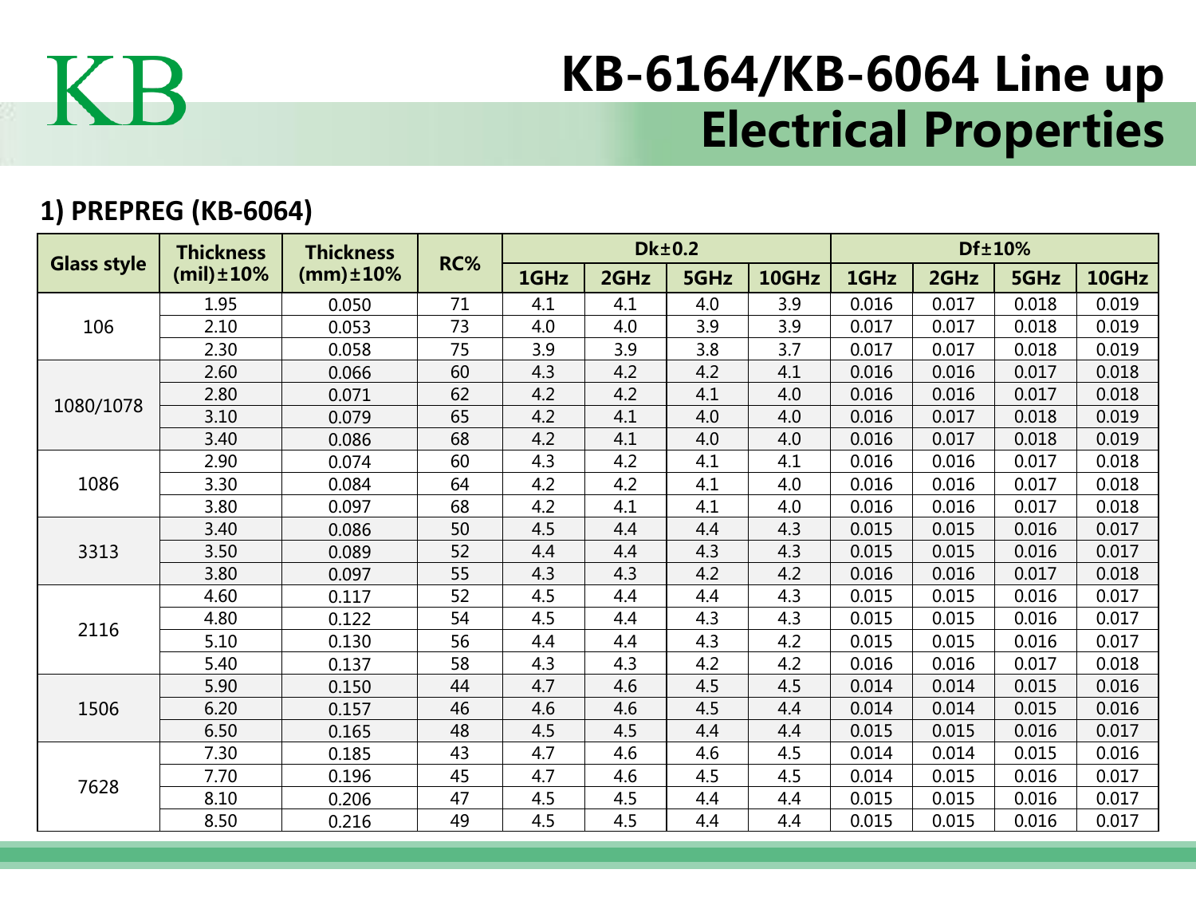# KB-6164/KB-6064 Line up Electrical Properties

## 1) PREPREG (KB-6064)

| Glass style | Thickness (mil)±10% | Thickness (mm)±10% | RC% | Dk±0.2 | | | | Df±10% | | | |
|---|---|---|---|---|---|---|---|---|---|---|---|
| | | | | 1GHz | 2GHz | 5GHz | 10GHz | 1GHz | 2GHz | 5GHz | 10GHz |
| 106 | 1.95 | 0.050 | 71 | 4.1 | 4.1 | 4.0 | 3.9 | 0.016 | 0.017 | 0.018 | 0.019 |
| | 2.10 | 0.053 | 73 | 4.0 | 4.0 | 3.9 | 3.9 | 0.017 | 0.017 | 0.018 | 0.019 |
| | 2.30 | 0.058 | 75 | 3.9 | 3.9 | 3.8 | 3.7 | 0.017 | 0.017 | 0.018 | 0.019 |
| 1080/1078 | 2.60 | 0.066 | 60 | 4.3 | 4.2 | 4.2 | 4.1 | 0.016 | 0.016 | 0.017 | 0.018 |
| | 2.80 | 0.071 | 62 | 4.2 | 4.2 | 4.1 | 4.0 | 0.016 | 0.016 | 0.017 | 0.018 |
| | 3.10 | 0.079 | 65 | 4.2 | 4.1 | 4.0 | 4.0 | 0.016 | 0.017 | 0.018 | 0.019 |
| | 3.40 | 0.086 | 68 | 4.2 | 4.1 | 4.0 | 4.0 | 0.016 | 0.017 | 0.018 | 0.019 |
| 1086 | 2.90 | 0.074 | 60 | 4.3 | 4.2 | 4.1 | 4.1 | 0.016 | 0.016 | 0.017 | 0.018 |
| | 3.30 | 0.084 | 64 | 4.2 | 4.2 | 4.1 | 4.0 | 0.016 | 0.016 | 0.017 | 0.018 |
| | 3.80 | 0.097 | 68 | 4.2 | 4.1 | 4.1 | 4.0 | 0.016 | 0.016 | 0.017 | 0.018 |
| 3313 | 3.40 | 0.086 | 50 | 4.5 | 4.4 | 4.4 | 4.3 | 0.015 | 0.015 | 0.016 | 0.017 |
| | 3.50 | 0.089 | 52 | 4.4 | 4.4 | 4.3 | 4.3 | 0.015 | 0.015 | 0.016 | 0.017 |
| | 3.80 | 0.097 | 55 | 4.3 | 4.3 | 4.2 | 4.2 | 0.016 | 0.016 | 0.017 | 0.018 |
| 2116 | 4.60 | 0.117 | 52 | 4.5 | 4.4 | 4.4 | 4.3 | 0.015 | 0.015 | 0.016 | 0.017 |
| | 4.80 | 0.122 | 54 | 4.5 | 4.4 | 4.3 | 4.3 | 0.015 | 0.015 | 0.016 | 0.017 |
| | 5.10 | 0.130 | 56 | 4.4 | 4.4 | 4.3 | 4.2 | 0.015 | 0.015 | 0.016 | 0.017 |
| | 5.40 | 0.137 | 58 | 4.3 | 4.3 | 4.2 | 4.2 | 0.016 | 0.016 | 0.017 | 0.018 |
| 1506 | 5.90 | 0.150 | 44 | 4.7 | 4.6 | 4.5 | 4.5 | 0.014 | 0.014 | 0.015 | 0.016 |
| | 6.20 | 0.157 | 46 | 4.6 | 4.6 | 4.5 | 4.4 | 0.014 | 0.014 | 0.015 | 0.016 |
| | 6.50 | 0.165 | 48 | 4.5 | 4.5 | 4.4 | 4.4 | 0.015 | 0.015 | 0.016 | 0.017 |
| 7628 | 7.30 | 0.185 | 43 | 4.7 | 4.6 | 4.6 | 4.5 | 0.014 | 0.014 | 0.015 | 0.016 |
| | 7.70 | 0.196 | 45 | 4.7 | 4.6 | 4.5 | 4.5 | 0.014 | 0.015 | 0.016 | 0.017 |
| | 8.10 | 0.206 | 47 | 4.5 | 4.5 | 4.4 | 4.4 | 0.015 | 0.015 | 0.016 | 0.017 |
| | 8.50 | 0.216 | 49 | 4.5 | 4.5 | 4.4 | 4.4 | 0.015 | 0.015 | 0.016 | 0.017 |